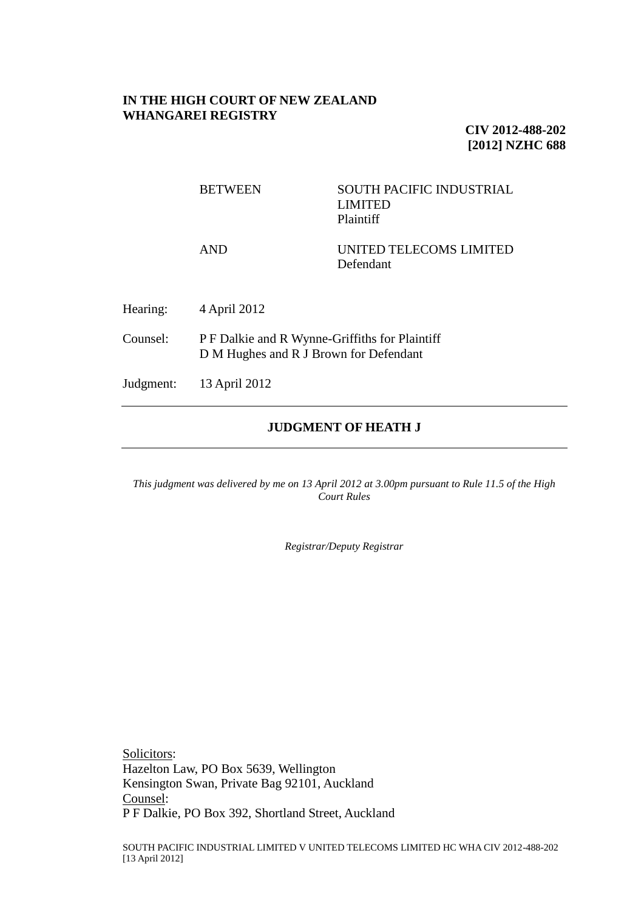**IN THE HIGH COURT OF NEW ZEALAND**
**WHANGAREI REGISTRY**

**CIV 2012-488-202**
**[2012] NZHC 688**

| | | |
|---|---|---|
| | BETWEEN | SOUTH PACIFIC INDUSTRIAL LIMITED<br>Plaintiff |
| | AND | UNITED TELECOMS LIMITED<br>Defendant |

Hearing: 4 April 2012

Counsel: P F Dalkie and R Wynne-Griffiths for Plaintiff
D M Hughes and R J Brown for Defendant

Judgment: 13 April 2012

## JUDGMENT OF HEATH J

*This judgment was delivered by me on 13 April 2012 at 3.00pm pursuant to Rule 11.5 of the High Court Rules*

*Registrar/Deputy Registrar*

Solicitors:
Hazelton Law, PO Box 5639, Wellington
Kensington Swan, Private Bag 92101, Auckland
Counsel:
P F Dalkie, PO Box 392, Shortland Street, Auckland

SOUTH PACIFIC INDUSTRIAL LIMITED V UNITED TELECOMS LIMITED HC WHA CIV 2012-488-202 [13 April 2012]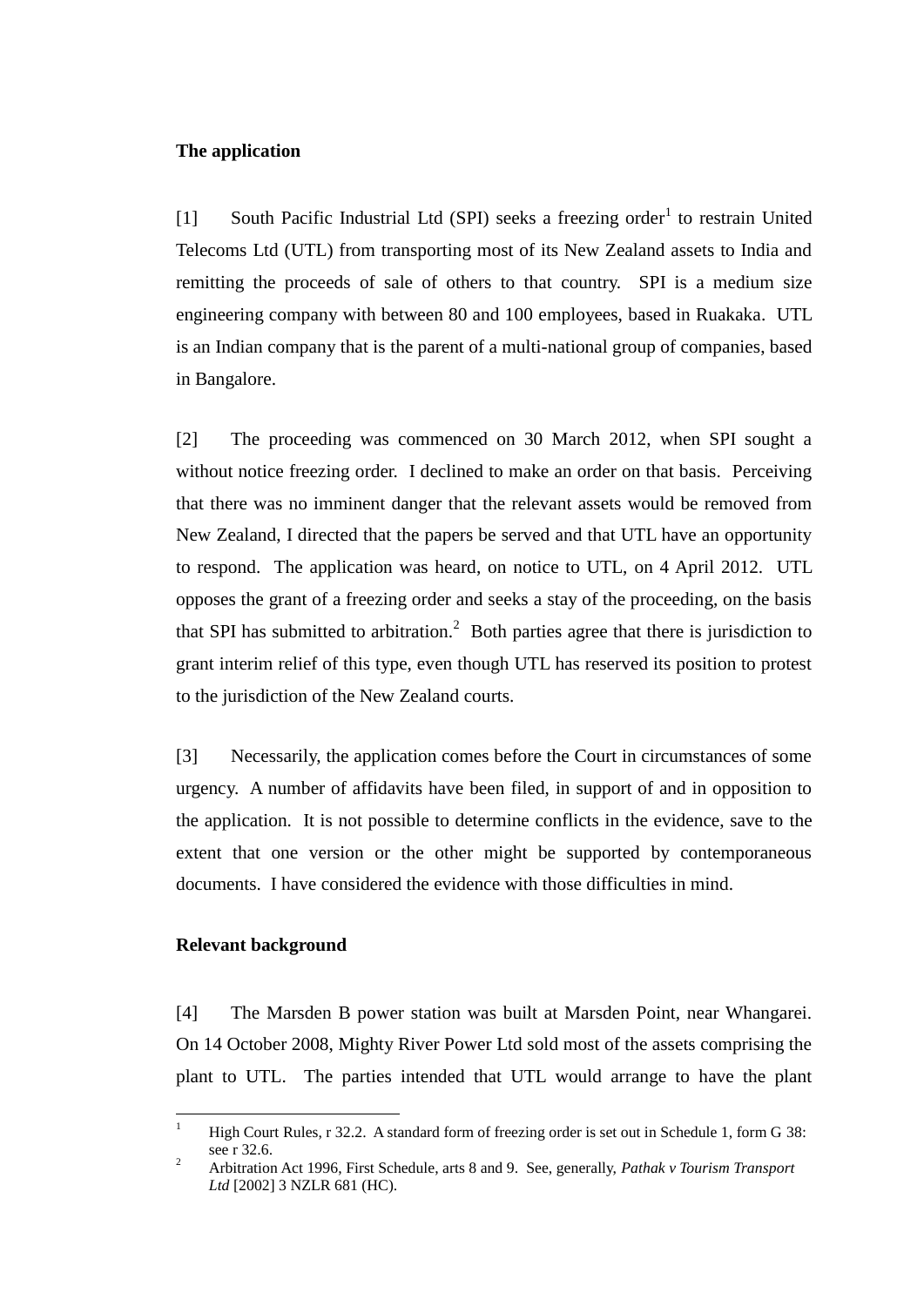**The application**

[1] South Pacific Industrial Ltd (SPI) seeks a freezing order[1] to restrain United Telecoms Ltd (UTL) from transporting most of its New Zealand assets to India and remitting the proceeds of sale of others to that country. SPI is a medium size engineering company with between 80 and 100 employees, based in Ruakaka. UTL is an Indian company that is the parent of a multi-national group of companies, based in Bangalore.

[2] The proceeding was commenced on 30 March 2012, when SPI sought a without notice freezing order. I declined to make an order on that basis. Perceiving that there was no imminent danger that the relevant assets would be removed from New Zealand, I directed that the papers be served and that UTL have an opportunity to respond. The application was heard, on notice to UTL, on 4 April 2012. UTL opposes the grant of a freezing order and seeks a stay of the proceeding, on the basis that SPI has submitted to arbitration.[2] Both parties agree that there is jurisdiction to grant interim relief of this type, even though UTL has reserved its position to protest to the jurisdiction of the New Zealand courts.

[3] Necessarily, the application comes before the Court in circumstances of some urgency. A number of affidavits have been filed, in support of and in opposition to the application. It is not possible to determine conflicts in the evidence, save to the extent that one version or the other might be supported by contemporaneous documents. I have considered the evidence with those difficulties in mind.

**Relevant background**

[4] The Marsden B power station was built at Marsden Point, near Whangarei. On 14 October 2008, Mighty River Power Ltd sold most of the assets comprising the plant to UTL. The parties intended that UTL would arrange to have the plant

---

[1] High Court Rules, r 32.2. A standard form of freezing order is set out in Schedule 1, form G 38: see r 32.6.

[2] Arbitration Act 1996, First Schedule, arts 8 and 9. See, generally, *Pathak v Tourism Transport Ltd* [2002] 3 NZLR 681 (HC).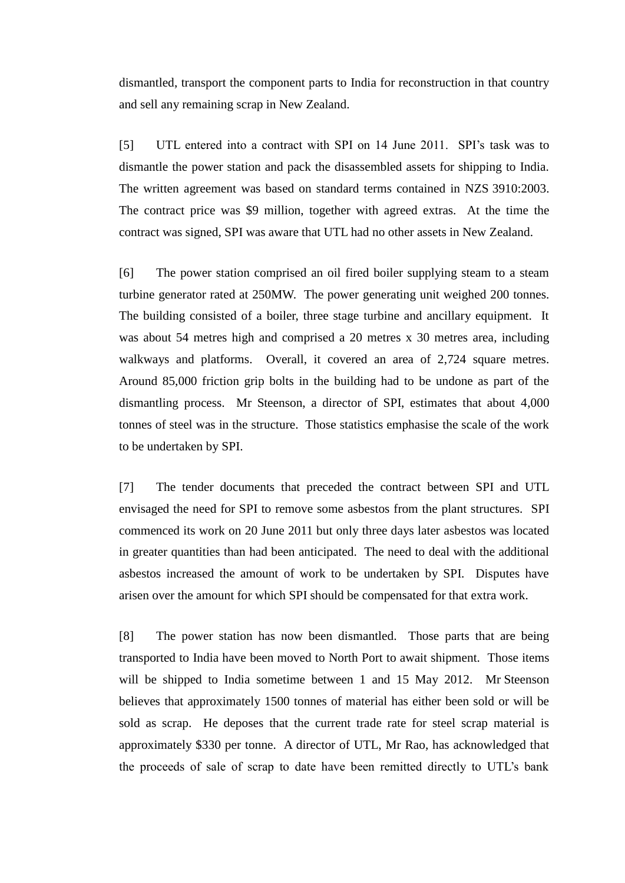dismantled, transport the component parts to India for reconstruction in that country and sell any remaining scrap in New Zealand.

[5] UTL entered into a contract with SPI on 14 June 2011. SPI's task was to dismantle the power station and pack the disassembled assets for shipping to India. The written agreement was based on standard terms contained in NZS 3910:2003. The contract price was $9 million, together with agreed extras. At the time the contract was signed, SPI was aware that UTL had no other assets in New Zealand.

[6] The power station comprised an oil fired boiler supplying steam to a steam turbine generator rated at 250MW. The power generating unit weighed 200 tonnes. The building consisted of a boiler, three stage turbine and ancillary equipment. It was about 54 metres high and comprised a 20 metres x 30 metres area, including walkways and platforms. Overall, it covered an area of 2,724 square metres. Around 85,000 friction grip bolts in the building had to be undone as part of the dismantling process. Mr Steenson, a director of SPI, estimates that about 4,000 tonnes of steel was in the structure. Those statistics emphasise the scale of the work to be undertaken by SPI.

[7] The tender documents that preceded the contract between SPI and UTL envisaged the need for SPI to remove some asbestos from the plant structures. SPI commenced its work on 20 June 2011 but only three days later asbestos was located in greater quantities than had been anticipated. The need to deal with the additional asbestos increased the amount of work to be undertaken by SPI. Disputes have arisen over the amount for which SPI should be compensated for that extra work.

[8] The power station has now been dismantled. Those parts that are being transported to India have been moved to North Port to await shipment. Those items will be shipped to India sometime between 1 and 15 May 2012. Mr Steenson believes that approximately 1500 tonnes of material has either been sold or will be sold as scrap. He deposes that the current trade rate for steel scrap material is approximately $330 per tonne. A director of UTL, Mr Rao, has acknowledged that the proceeds of sale of scrap to date have been remitted directly to UTL's bank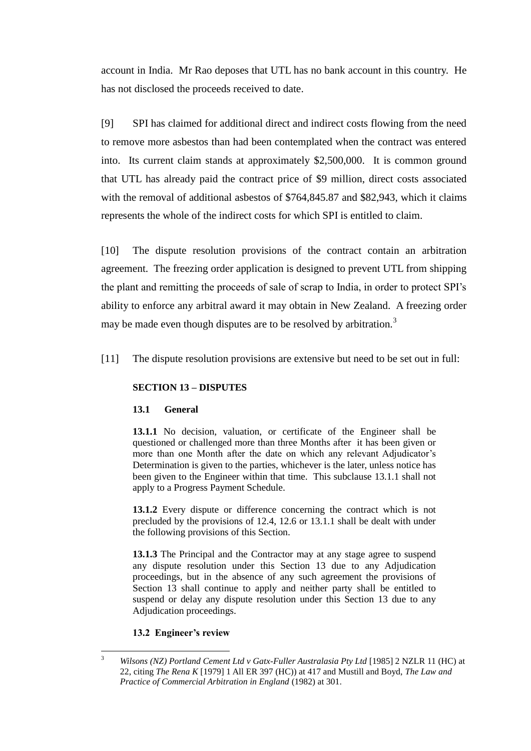account in India. Mr Rao deposes that UTL has no bank account in this country. He has not disclosed the proceeds received to date.

[9] SPI has claimed for additional direct and indirect costs flowing from the need to remove more asbestos than had been contemplated when the contract was entered into. Its current claim stands at approximately $2,500,000. It is common ground that UTL has already paid the contract price of $9 million, direct costs associated with the removal of additional asbestos of $764,845.87 and $82,943, which it claims represents the whole of the indirect costs for which SPI is entitled to claim.

[10] The dispute resolution provisions of the contract contain an arbitration agreement. The freezing order application is designed to prevent UTL from shipping the plant and remitting the proceeds of sale of scrap to India, in order to protect SPI's ability to enforce any arbitral award it may obtain in New Zealand. A freezing order may be made even though disputes are to be resolved by arbitration.[3]

[11] The dispute resolution provisions are extensive but need to be set out in full:

> **SECTION 13 – DISPUTES**
>
> **13.1 General**
>
> **13.1.1** No decision, valuation, or certificate of the Engineer shall be questioned or challenged more than three Months after it has been given or more than one Month after the date on which any relevant Adjudicator's Determination is given to the parties, whichever is the later, unless notice has been given to the Engineer within that time. This subclause 13.1.1 shall not apply to a Progress Payment Schedule.
>
> **13.1.2** Every dispute or difference concerning the contract which is not precluded by the provisions of 12.4, 12.6 or 13.1.1 shall be dealt with under the following provisions of this Section.
>
> **13.1.3** The Principal and the Contractor may at any stage agree to suspend any dispute resolution under this Section 13 due to any Adjudication proceedings, but in the absence of any such agreement the provisions of Section 13 shall continue to apply and neither party shall be entitled to suspend or delay any dispute resolution under this Section 13 due to any Adjudication proceedings.
>
> **13.2 Engineer's review**

---

[3] *Wilsons (NZ) Portland Cement Ltd v Gatx-Fuller Australasia Pty Ltd* [1985] 2 NZLR 11 (HC) at 22, citing *The Rena K* [1979] 1 All ER 397 (HC)) at 417 and Mustill and Boyd, *The Law and Practice of Commercial Arbitration in England* (1982) at 301.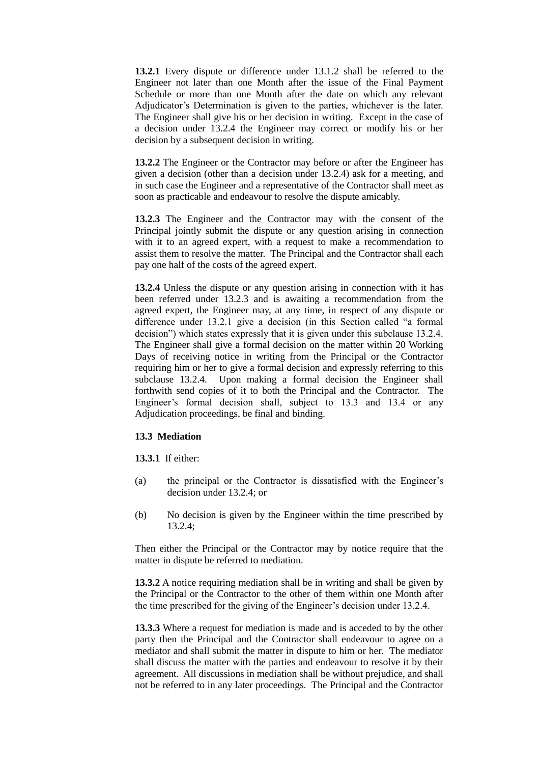**13.2.1** Every dispute or difference under 13.1.2 shall be referred to the Engineer not later than one Month after the issue of the Final Payment Schedule or more than one Month after the date on which any relevant Adjudicator's Determination is given to the parties, whichever is the later. The Engineer shall give his or her decision in writing. Except in the case of a decision under 13.2.4 the Engineer may correct or modify his or her decision by a subsequent decision in writing.

**13.2.2** The Engineer or the Contractor may before or after the Engineer has given a decision (other than a decision under 13.2.4) ask for a meeting, and in such case the Engineer and a representative of the Contractor shall meet as soon as practicable and endeavour to resolve the dispute amicably.

**13.2.3** The Engineer and the Contractor may with the consent of the Principal jointly submit the dispute or any question arising in connection with it to an agreed expert, with a request to make a recommendation to assist them to resolve the matter. The Principal and the Contractor shall each pay one half of the costs of the agreed expert.

**13.2.4** Unless the dispute or any question arising in connection with it has been referred under 13.2.3 and is awaiting a recommendation from the agreed expert, the Engineer may, at any time, in respect of any dispute or difference under 13.2.1 give a decision (in this Section called "a formal decision") which states expressly that it is given under this subclause 13.2.4. The Engineer shall give a formal decision on the matter within 20 Working Days of receiving notice in writing from the Principal or the Contractor requiring him or her to give a formal decision and expressly referring to this subclause 13.2.4. Upon making a formal decision the Engineer shall forthwith send copies of it to both the Principal and the Contractor. The Engineer's formal decision shall, subject to 13.3 and 13.4 or any Adjudication proceedings, be final and binding.

**13.3 Mediation**

**13.3.1** If either:

(a) the principal or the Contractor is dissatisfied with the Engineer's decision under 13.2.4; or

(b) No decision is given by the Engineer within the time prescribed by 13.2.4;

Then either the Principal or the Contractor may by notice require that the matter in dispute be referred to mediation.

**13.3.2** A notice requiring mediation shall be in writing and shall be given by the Principal or the Contractor to the other of them within one Month after the time prescribed for the giving of the Engineer's decision under 13.2.4.

**13.3.3** Where a request for mediation is made and is acceded to by the other party then the Principal and the Contractor shall endeavour to agree on a mediator and shall submit the matter in dispute to him or her. The mediator shall discuss the matter with the parties and endeavour to resolve it by their agreement. All discussions in mediation shall be without prejudice, and shall not be referred to in any later proceedings. The Principal and the Contractor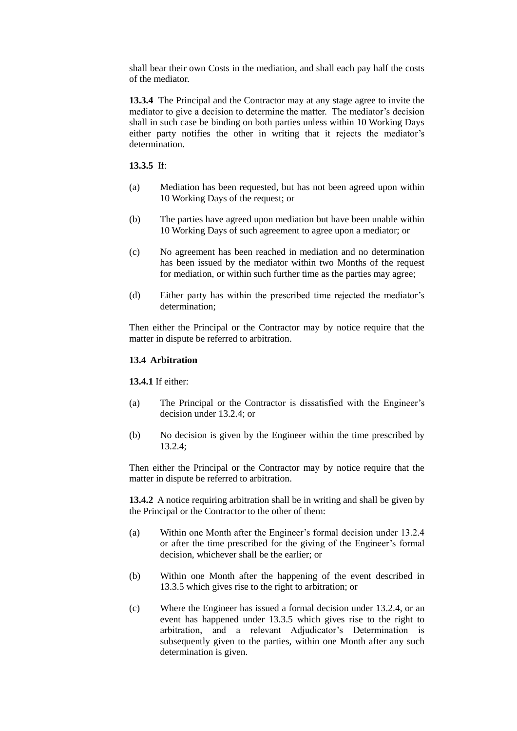shall bear their own Costs in the mediation, and shall each pay half the costs of the mediator.

**13.3.4** The Principal and the Contractor may at any stage agree to invite the mediator to give a decision to determine the matter. The mediator's decision shall in such case be binding on both parties unless within 10 Working Days either party notifies the other in writing that it rejects the mediator's determination.

**13.3.5** If:

(a) Mediation has been requested, but has not been agreed upon within 10 Working Days of the request; or

(b) The parties have agreed upon mediation but have been unable within 10 Working Days of such agreement to agree upon a mediator; or

(c) No agreement has been reached in mediation and no determination has been issued by the mediator within two Months of the request for mediation, or within such further time as the parties may agree;

(d) Either party has within the prescribed time rejected the mediator's determination;

Then either the Principal or the Contractor may by notice require that the matter in dispute be referred to arbitration.

### 13.4 Arbitration

**13.4.1** If either:

(a) The Principal or the Contractor is dissatisfied with the Engineer's decision under 13.2.4; or

(b) No decision is given by the Engineer within the time prescribed by 13.2.4;

Then either the Principal or the Contractor may by notice require that the matter in dispute be referred to arbitration.

**13.4.2** A notice requiring arbitration shall be in writing and shall be given by the Principal or the Contractor to the other of them:

(a) Within one Month after the Engineer's formal decision under 13.2.4 or after the time prescribed for the giving of the Engineer's formal decision, whichever shall be the earlier; or

(b) Within one Month after the happening of the event described in 13.3.5 which gives rise to the right to arbitration; or

(c) Where the Engineer has issued a formal decision under 13.2.4, or an event has happened under 13.3.5 which gives rise to the right to arbitration, and a relevant Adjudicator's Determination is subsequently given to the parties, within one Month after any such determination is given.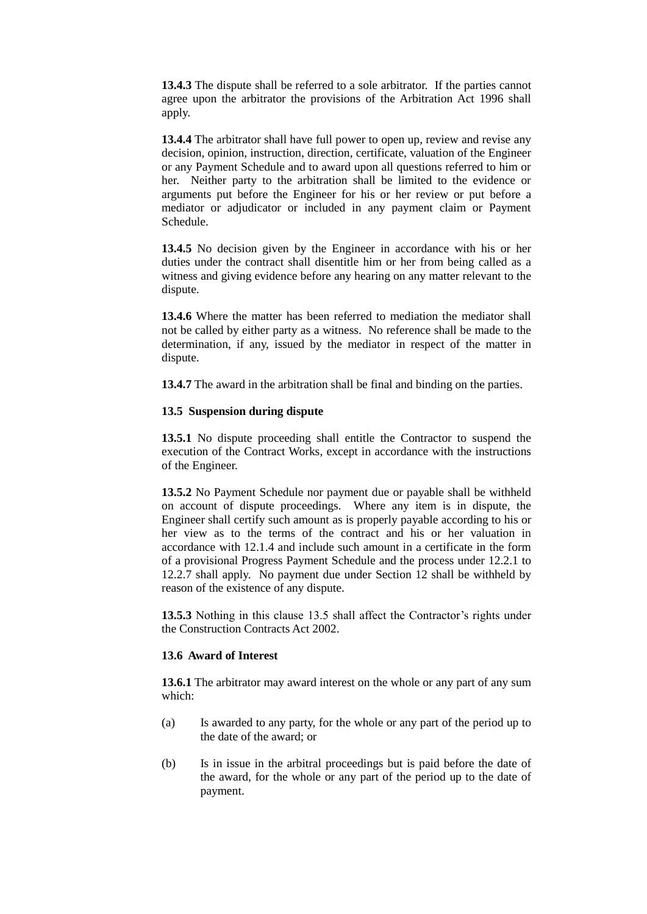**13.4.3** The dispute shall be referred to a sole arbitrator. If the parties cannot agree upon the arbitrator the provisions of the Arbitration Act 1996 shall apply.

**13.4.4** The arbitrator shall have full power to open up, review and revise any decision, opinion, instruction, direction, certificate, valuation of the Engineer or any Payment Schedule and to award upon all questions referred to him or her. Neither party to the arbitration shall be limited to the evidence or arguments put before the Engineer for his or her review or put before a mediator or adjudicator or included in any payment claim or Payment Schedule.

**13.4.5** No decision given by the Engineer in accordance with his or her duties under the contract shall disentitle him or her from being called as a witness and giving evidence before any hearing on any matter relevant to the dispute.

**13.4.6** Where the matter has been referred to mediation the mediator shall not be called by either party as a witness. No reference shall be made to the determination, if any, issued by the mediator in respect of the matter in dispute.

**13.4.7** The award in the arbitration shall be final and binding on the parties.

### 13.5 Suspension during dispute

**13.5.1** No dispute proceeding shall entitle the Contractor to suspend the execution of the Contract Works, except in accordance with the instructions of the Engineer.

**13.5.2** No Payment Schedule nor payment due or payable shall be withheld on account of dispute proceedings. Where any item is in dispute, the Engineer shall certify such amount as is properly payable according to his or her view as to the terms of the contract and his or her valuation in accordance with 12.1.4 and include such amount in a certificate in the form of a provisional Progress Payment Schedule and the process under 12.2.1 to 12.2.7 shall apply. No payment due under Section 12 shall be withheld by reason of the existence of any dispute.

**13.5.3** Nothing in this clause 13.5 shall affect the Contractor's rights under the Construction Contracts Act 2002.

### 13.6 Award of Interest

**13.6.1** The arbitrator may award interest on the whole or any part of any sum which:

(a) Is awarded to any party, for the whole or any part of the period up to the date of the award; or

(b) Is in issue in the arbitral proceedings but is paid before the date of the award, for the whole or any part of the period up to the date of payment.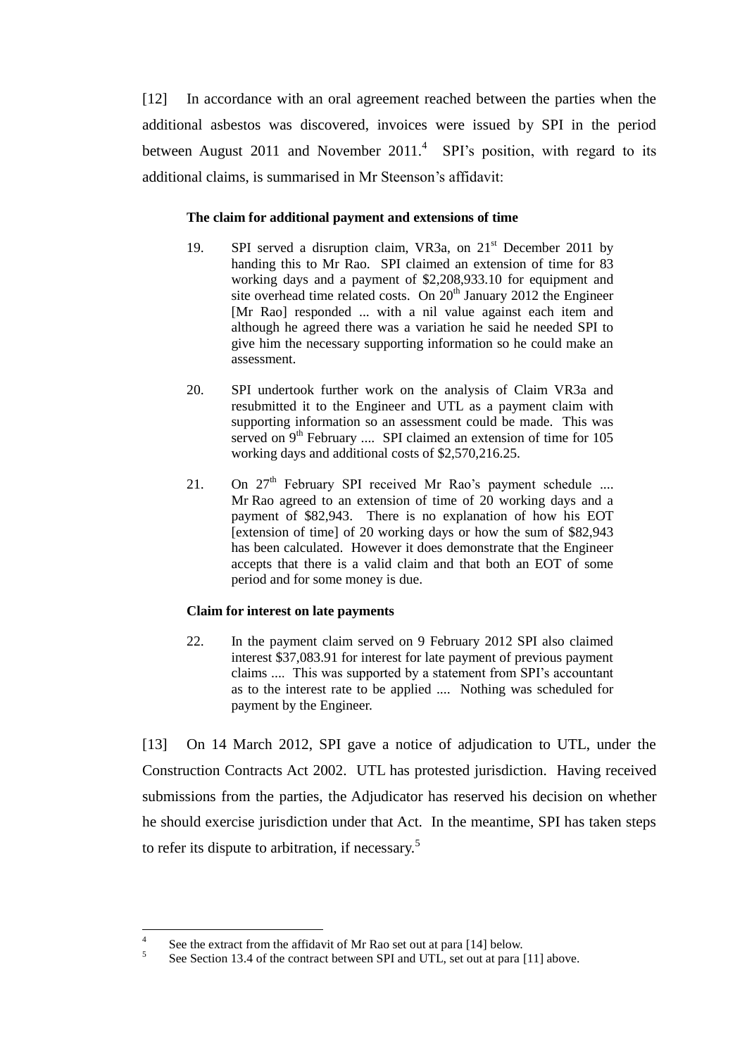[12] In accordance with an oral agreement reached between the parties when the additional asbestos was discovered, invoices were issued by SPI in the period between August 2011 and November 2011.[4] SPI's position, with regard to its additional claims, is summarised in Mr Steenson's affidavit:

> **The claim for additional payment and extensions of time**
>
> 19. SPI served a disruption claim, VR3a, on 21st December 2011 by handing this to Mr Rao. SPI claimed an extension of time for 83 working days and a payment of $2,208,933.10 for equipment and site overhead time related costs. On 20th January 2012 the Engineer [Mr Rao] responded ... with a nil value against each item and although he agreed there was a variation he said he needed SPI to give him the necessary supporting information so he could make an assessment.
>
> 20. SPI undertook further work on the analysis of Claim VR3a and resubmitted it to the Engineer and UTL as a payment claim with supporting information so an assessment could be made. This was served on 9th February .... SPI claimed an extension of time for 105 working days and additional costs of $2,570,216.25.
>
> 21. On 27th February SPI received Mr Rao's payment schedule .... Mr Rao agreed to an extension of time of 20 working days and a payment of $82,943. There is no explanation of how his EOT [extension of time] of 20 working days or how the sum of $82,943 has been calculated. However it does demonstrate that the Engineer accepts that there is a valid claim and that both an EOT of some period and for some money is due.
>
> **Claim for interest on late payments**
>
> 22. In the payment claim served on 9 February 2012 SPI also claimed interest $37,083.91 for interest for late payment of previous payment claims .... This was supported by a statement from SPI's accountant as to the interest rate to be applied .... Nothing was scheduled for payment by the Engineer.

[13] On 14 March 2012, SPI gave a notice of adjudication to UTL, under the Construction Contracts Act 2002. UTL has protested jurisdiction. Having received submissions from the parties, the Adjudicator has reserved his decision on whether he should exercise jurisdiction under that Act. In the meantime, SPI has taken steps to refer its dispute to arbitration, if necessary.[5]

---

[4] See the extract from the affidavit of Mr Rao set out at para [14] below.

[5] See Section 13.4 of the contract between SPI and UTL, set out at para [11] above.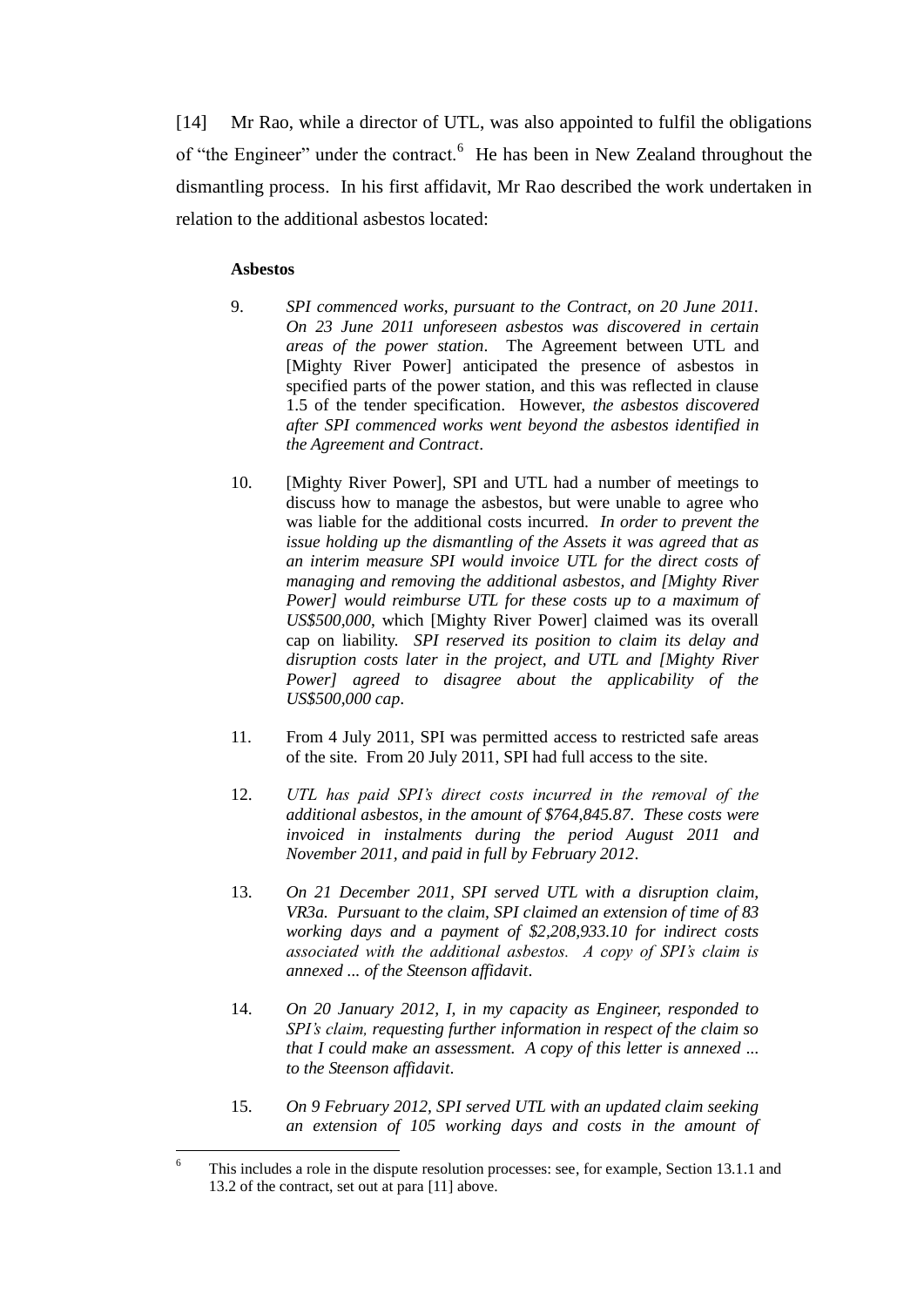[14] Mr Rao, while a director of UTL, was also appointed to fulfil the obligations of "the Engineer" under the contract.[6] He has been in New Zealand throughout the dismantling process. In his first affidavit, Mr Rao described the work undertaken in relation to the additional asbestos located:

> **Asbestos**
>
> 9. *SPI commenced works, pursuant to the Contract, on 20 June 2011. On 23 June 2011 unforeseen asbestos was discovered in certain areas of the power station*. The Agreement between UTL and [Mighty River Power] anticipated the presence of asbestos in specified parts of the power station, and this was reflected in clause 1.5 of the tender specification. However, *the asbestos discovered after SPI commenced works went beyond the asbestos identified in the Agreement and Contract*.
>
> 10. [Mighty River Power], SPI and UTL had a number of meetings to discuss how to manage the asbestos, but were unable to agree who was liable for the additional costs incurred. *In order to prevent the issue holding up the dismantling of the Assets it was agreed that as an interim measure SPI would invoice UTL for the direct costs of managing and removing the additional asbestos, and [Mighty River Power] would reimburse UTL for these costs up to a maximum of US$500,000*, which [Mighty River Power] claimed was its overall cap on liability. *SPI reserved its position to claim its delay and disruption costs later in the project, and UTL and [Mighty River Power] agreed to disagree about the applicability of the US$500,000 cap*.
>
> 11. From 4 July 2011, SPI was permitted access to restricted safe areas of the site. From 20 July 2011, SPI had full access to the site.
>
> 12. *UTL has paid SPI's direct costs incurred in the removal of the additional asbestos, in the amount of $764,845.87. These costs were invoiced in instalments during the period August 2011 and November 2011, and paid in full by February 2012*.
>
> 13. *On 21 December 2011, SPI served UTL with a disruption claim, VR3a. Pursuant to the claim, SPI claimed an extension of time of 83 working days and a payment of $2,208,933.10 for indirect costs associated with the additional asbestos. A copy of SPI's claim is annexed ... of the Steenson affidavit*.
>
> 14. *On 20 January 2012, I, in my capacity as Engineer, responded to SPI's claim, requesting further information in respect of the claim so that I could make an assessment. A copy of this letter is annexed ... to the Steenson affidavit*.
>
> 15. *On 9 February 2012, SPI served UTL with an updated claim seeking an extension of 105 working days and costs in the amount of*

[6] This includes a role in the dispute resolution processes: see, for example, Section 13.1.1 and 13.2 of the contract, set out at para [11] above.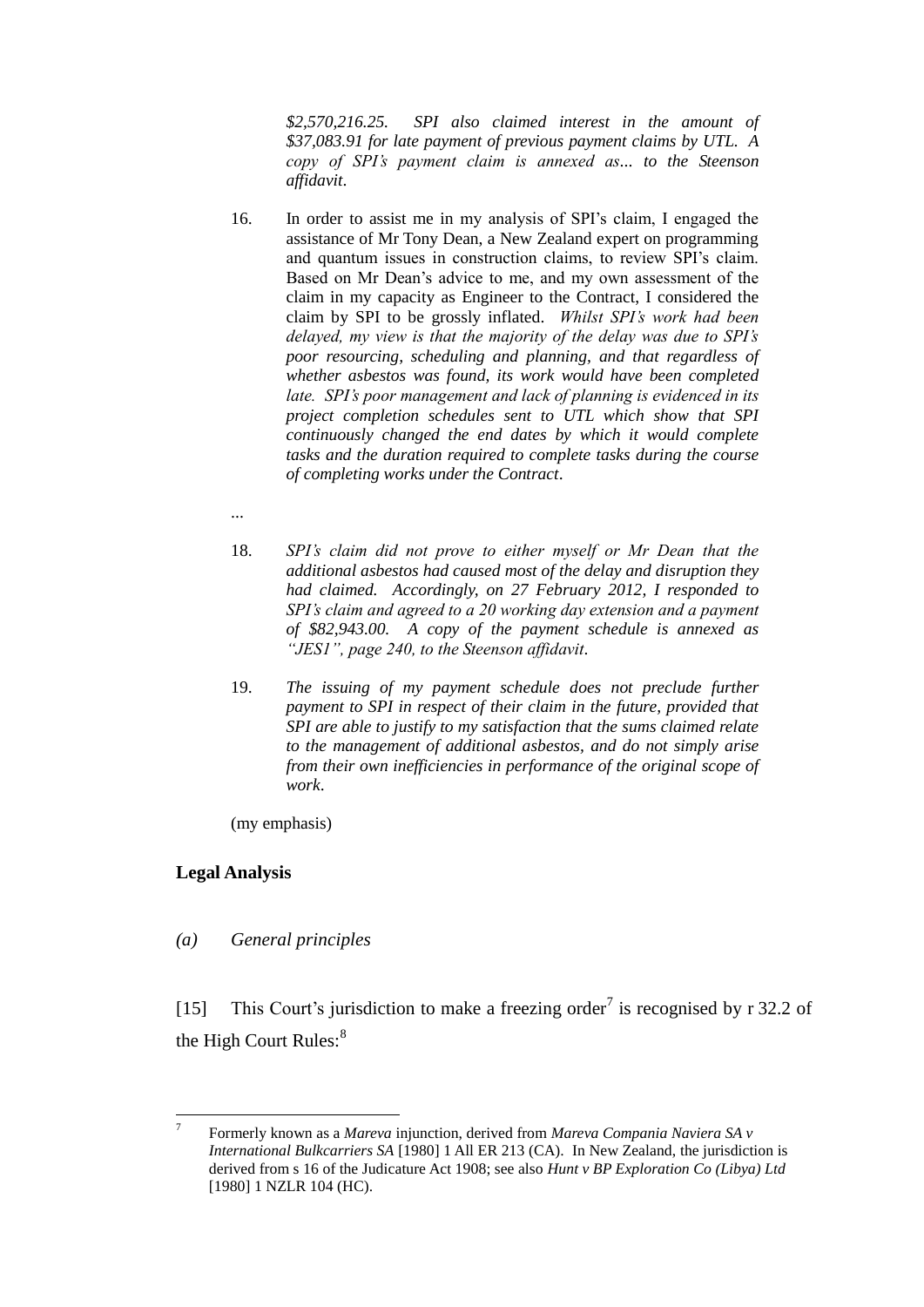> *$2,570,216.25. SPI also claimed interest in the amount of $37,083.91 for late payment of previous payment claims by UTL. A copy of SPI's payment claim is annexed as... to the Steenson affidavit.*
>
> 16. In order to assist me in my analysis of SPI's claim, I engaged the assistance of Mr Tony Dean, a New Zealand expert on programming and quantum issues in construction claims, to review SPI's claim. Based on Mr Dean's advice to me, and my own assessment of the claim in my capacity as Engineer to the Contract, I considered the claim by SPI to be grossly inflated. *Whilst SPI's work had been delayed, my view is that the majority of the delay was due to SPI's poor resourcing, scheduling and planning, and that regardless of whether asbestos was found, its work would have been completed late. SPI's poor management and lack of planning is evidenced in its project completion schedules sent to UTL which show that SPI continuously changed the end dates by which it would complete tasks and the duration required to complete tasks during the course of completing works under the Contract.*
>
> ...
>
> 18. *SPI's claim did not prove to either myself or Mr Dean that the additional asbestos had caused most of the delay and disruption they had claimed. Accordingly, on 27 February 2012, I responded to SPI's claim and agreed to a 20 working day extension and a payment of $82,943.00. A copy of the payment schedule is annexed as "JES1", page 240, to the Steenson affidavit.*
>
> 19. *The issuing of my payment schedule does not preclude further payment to SPI in respect of their claim in the future, provided that SPI are able to justify to my satisfaction that the sums claimed relate to the management of additional asbestos, and do not simply arise from their own inefficiencies in performance of the original scope of work.*
>
> (my emphasis)

## Legal Analysis

### *(a) General principles*

[15] This Court's jurisdiction to make a freezing order[7] is recognised by r 32.2 of the High Court Rules:[8]

---

[7] Formerly known as a *Mareva* injunction, derived from *Mareva Compania Naviera SA v International Bulkcarriers SA* [1980] 1 All ER 213 (CA). In New Zealand, the jurisdiction is derived from s 16 of the Judicature Act 1908; see also *Hunt v BP Exploration Co (Libya) Ltd* [1980] 1 NZLR 104 (HC).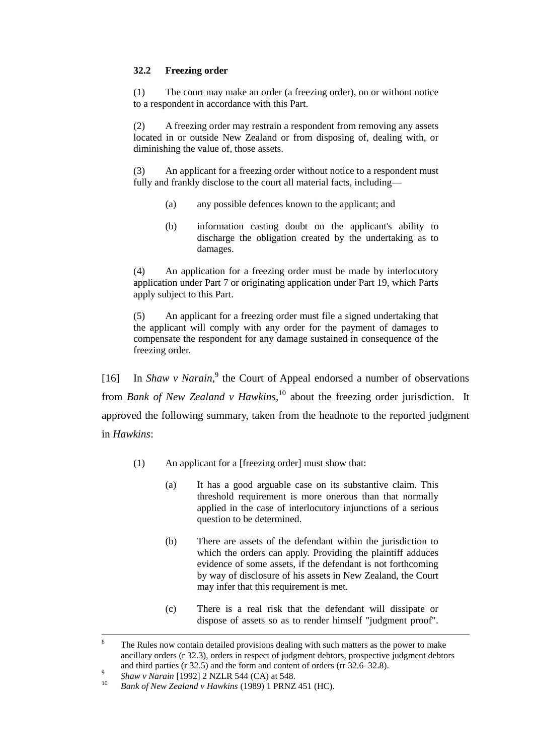**32.2 Freezing order**

(1) The court may make an order (a freezing order), on or without notice to a respondent in accordance with this Part.

(2) A freezing order may restrain a respondent from removing any assets located in or outside New Zealand or from disposing of, dealing with, or diminishing the value of, those assets.

(3) An applicant for a freezing order without notice to a respondent must fully and frankly disclose to the court all material facts, including—

> (a) any possible defences known to the applicant; and
>
> (b) information casting doubt on the applicant's ability to discharge the obligation created by the undertaking as to damages.

(4) An application for a freezing order must be made by interlocutory application under Part 7 or originating application under Part 19, which Parts apply subject to this Part.

(5) An applicant for a freezing order must file a signed undertaking that the applicant will comply with any order for the payment of damages to compensate the respondent for any damage sustained in consequence of the freezing order.

[16] In *Shaw v Narain*,[9] the Court of Appeal endorsed a number of observations from *Bank of New Zealand v Hawkins*,[10] about the freezing order jurisdiction. It approved the following summary, taken from the headnote to the reported judgment in *Hawkins*:

> (1) An applicant for a [freezing order] must show that:
>
> > (a) It has a good arguable case on its substantive claim. This threshold requirement is more onerous than that normally applied in the case of interlocutory injunctions of a serious question to be determined.
> >
> > (b) There are assets of the defendant within the jurisdiction to which the orders can apply. Providing the plaintiff adduces evidence of some assets, if the defendant is not forthcoming by way of disclosure of his assets in New Zealand, the Court may infer that this requirement is met.
> >
> > (c) There is a real risk that the defendant will dissipate or dispose of assets so as to render himself "judgment proof".

---

[8] The Rules now contain detailed provisions dealing with such matters as the power to make ancillary orders (r 32.3), orders in respect of judgment debtors, prospective judgment debtors and third parties (r 32.5) and the form and content of orders (rr 32.6–32.8).

[9] *Shaw v Narain* [1992] 2 NZLR 544 (CA) at 548.

[10] *Bank of New Zealand v Hawkins* (1989) 1 PRNZ 451 (HC).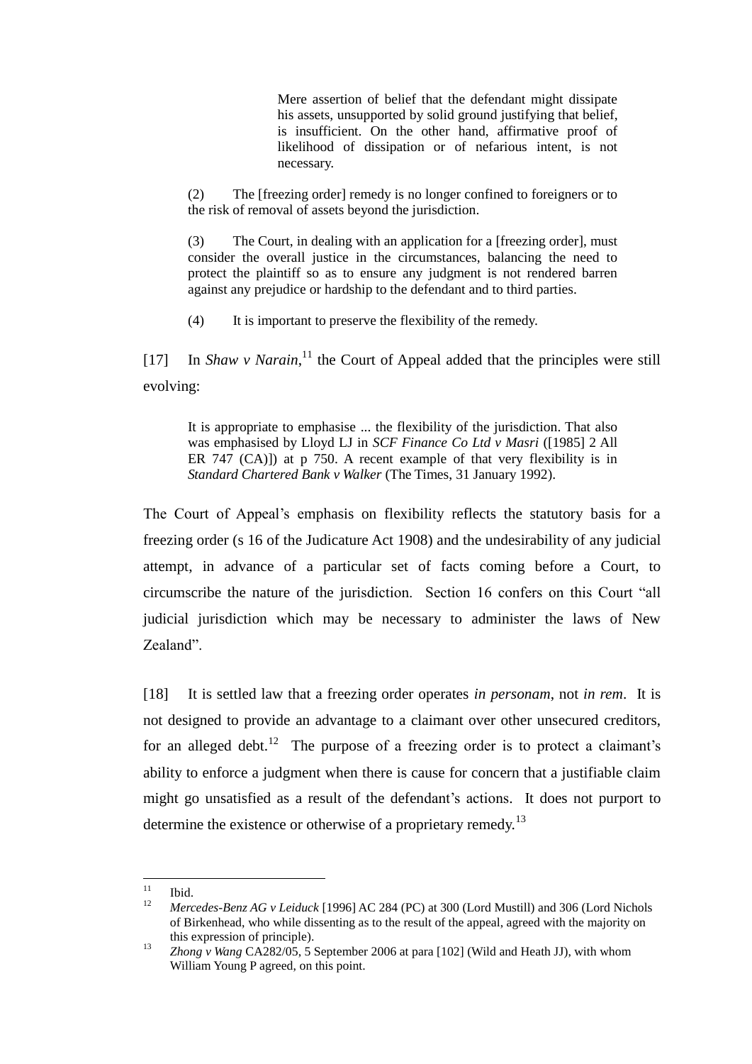> Mere assertion of belief that the defendant might dissipate his assets, unsupported by solid ground justifying that belief, is insufficient. On the other hand, affirmative proof of likelihood of dissipation or of nefarious intent, is not necessary.

> (2) The [freezing order] remedy is no longer confined to foreigners or to the risk of removal of assets beyond the jurisdiction.
>
> (3) The Court, in dealing with an application for a [freezing order], must consider the overall justice in the circumstances, balancing the need to protect the plaintiff so as to ensure any judgment is not rendered barren against any prejudice or hardship to the defendant and to third parties.
>
> (4) It is important to preserve the flexibility of the remedy.

[17] In *Shaw v Narain*,[11] the Court of Appeal added that the principles were still evolving:

> It is appropriate to emphasise ... the flexibility of the jurisdiction. That also was emphasised by Lloyd LJ in *SCF Finance Co Ltd v Masri* ([1985] 2 All ER 747 (CA)]) at p 750. A recent example of that very flexibility is in *Standard Chartered Bank v Walker* (The Times, 31 January 1992).

The Court of Appeal's emphasis on flexibility reflects the statutory basis for a freezing order (s 16 of the Judicature Act 1908) and the undesirability of any judicial attempt, in advance of a particular set of facts coming before a Court, to circumscribe the nature of the jurisdiction. Section 16 confers on this Court "all judicial jurisdiction which may be necessary to administer the laws of New Zealand".

[18] It is settled law that a freezing order operates *in personam*, not *in rem*. It is not designed to provide an advantage to a claimant over other unsecured creditors, for an alleged debt.[12] The purpose of a freezing order is to protect a claimant's ability to enforce a judgment when there is cause for concern that a justifiable claim might go unsatisfied as a result of the defendant's actions. It does not purport to determine the existence or otherwise of a proprietary remedy.[13]

---

[11] Ibid.

[12] *Mercedes-Benz AG v Leiduck* [1996] AC 284 (PC) at 300 (Lord Mustill) and 306 (Lord Nichols of Birkenhead, who while dissenting as to the result of the appeal, agreed with the majority on this expression of principle).

[13] *Zhong v Wang* CA282/05, 5 September 2006 at para [102] (Wild and Heath JJ), with whom William Young P agreed, on this point.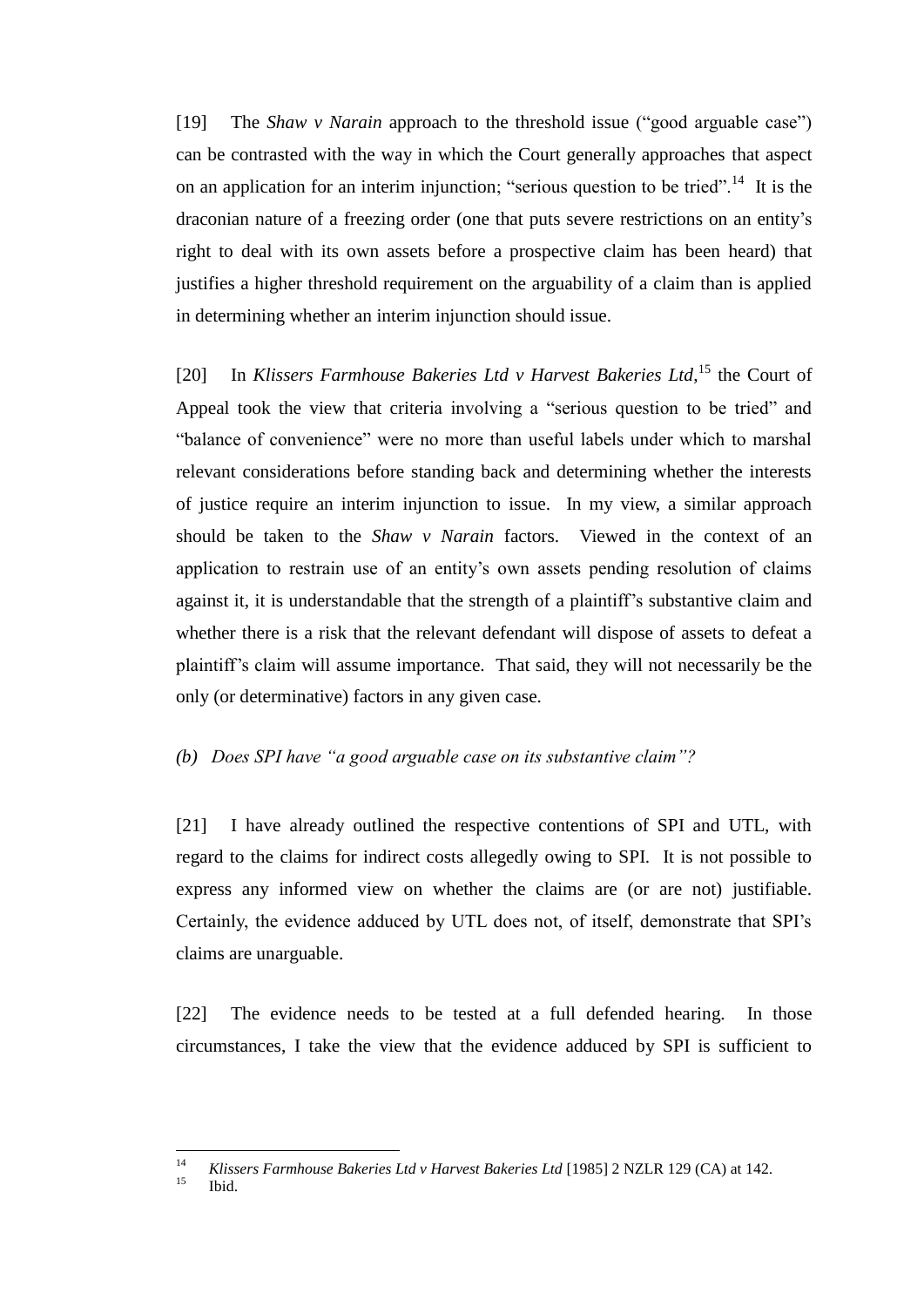[19] The *Shaw v Narain* approach to the threshold issue ("good arguable case") can be contrasted with the way in which the Court generally approaches that aspect on an application for an interim injunction; "serious question to be tried".[14] It is the draconian nature of a freezing order (one that puts severe restrictions on an entity's right to deal with its own assets before a prospective claim has been heard) that justifies a higher threshold requirement on the arguability of a claim than is applied in determining whether an interim injunction should issue.

[20] In *Klissers Farmhouse Bakeries Ltd v Harvest Bakeries Ltd*,[15] the Court of Appeal took the view that criteria involving a "serious question to be tried" and "balance of convenience" were no more than useful labels under which to marshal relevant considerations before standing back and determining whether the interests of justice require an interim injunction to issue. In my view, a similar approach should be taken to the *Shaw v Narain* factors. Viewed in the context of an application to restrain use of an entity's own assets pending resolution of claims against it, it is understandable that the strength of a plaintiff's substantive claim and whether there is a risk that the relevant defendant will dispose of assets to defeat a plaintiff's claim will assume importance. That said, they will not necessarily be the only (or determinative) factors in any given case.

*(b) Does SPI have "a good arguable case on its substantive claim"?*

[21] I have already outlined the respective contentions of SPI and UTL, with regard to the claims for indirect costs allegedly owing to SPI. It is not possible to express any informed view on whether the claims are (or are not) justifiable. Certainly, the evidence adduced by UTL does not, of itself, demonstrate that SPI's claims are unarguable.

[22] The evidence needs to be tested at a full defended hearing. In those circumstances, I take the view that the evidence adduced by SPI is sufficient to

---

[14] *Klissers Farmhouse Bakeries Ltd v Harvest Bakeries Ltd* [1985] 2 NZLR 129 (CA) at 142.

[15] Ibid.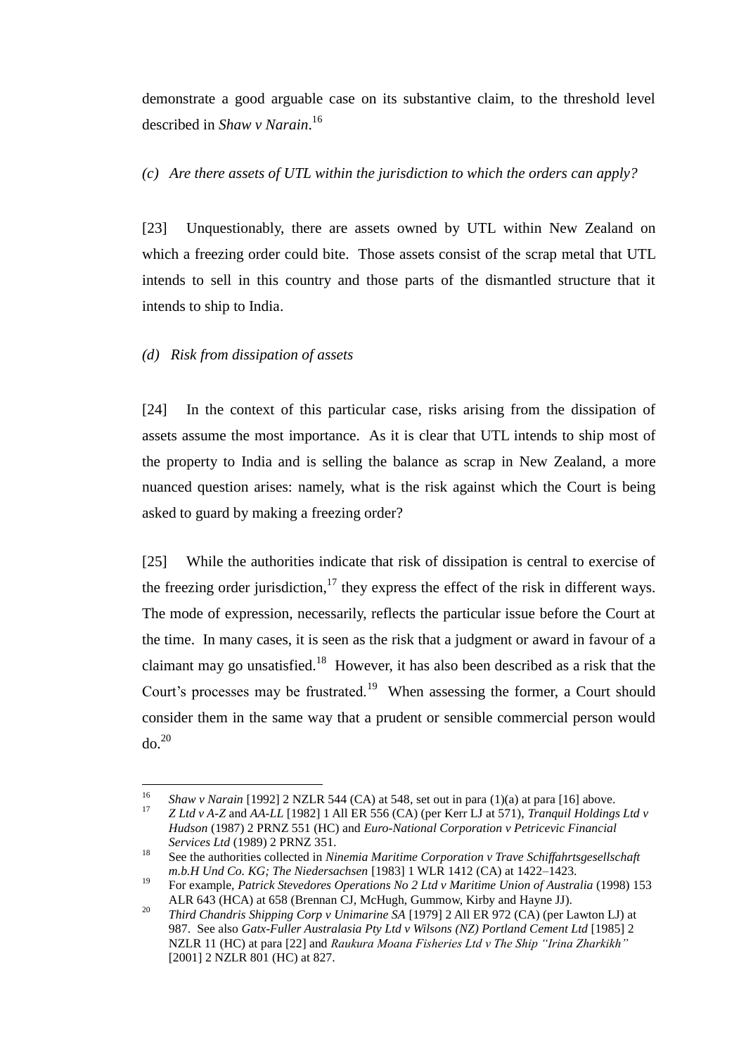demonstrate a good arguable case on its substantive claim, to the threshold level described in *Shaw v Narain*.[16]

*(c) Are there assets of UTL within the jurisdiction to which the orders can apply?*

[23] Unquestionably, there are assets owned by UTL within New Zealand on which a freezing order could bite. Those assets consist of the scrap metal that UTL intends to sell in this country and those parts of the dismantled structure that it intends to ship to India.

*(d) Risk from dissipation of assets*

[24] In the context of this particular case, risks arising from the dissipation of assets assume the most importance. As it is clear that UTL intends to ship most of the property to India and is selling the balance as scrap in New Zealand, a more nuanced question arises: namely, what is the risk against which the Court is being asked to guard by making a freezing order?

[25] While the authorities indicate that risk of dissipation is central to exercise of the freezing order jurisdiction,[17] they express the effect of the risk in different ways. The mode of expression, necessarily, reflects the particular issue before the Court at the time. In many cases, it is seen as the risk that a judgment or award in favour of a claimant may go unsatisfied.[18] However, it has also been described as a risk that the Court's processes may be frustrated.[19] When assessing the former, a Court should consider them in the same way that a prudent or sensible commercial person would do.[20]

---

[16] *Shaw v Narain* [1992] 2 NZLR 544 (CA) at 548, set out in para (1)(a) at para [16] above.

[17] *Z Ltd v A-Z* and *AA-LL* [1982] 1 All ER 556 (CA) (per Kerr LJ at 571), *Tranquil Holdings Ltd v Hudson* (1987) 2 PRNZ 551 (HC) and *Euro-National Corporation v Petricevic Financial Services Ltd* (1989) 2 PRNZ 351.

[18] See the authorities collected in *Ninemia Maritime Corporation v Trave Schiffahrtsgesellschaft m.b.H Und Co. KG; The Niedersachsen* [1983] 1 WLR 1412 (CA) at 1422–1423.

[19] For example, *Patrick Stevedores Operations No 2 Ltd v Maritime Union of Australia* (1998) 153 ALR 643 (HCA) at 658 (Brennan CJ, McHugh, Gummow, Kirby and Hayne JJ).

[20] *Third Chandris Shipping Corp v Unimarine SA* [1979] 2 All ER 972 (CA) (per Lawton LJ) at 987. See also *Gatx-Fuller Australasia Pty Ltd v Wilsons (NZ) Portland Cement Ltd* [1985] 2 NZLR 11 (HC) at para [22] and *Raukura Moana Fisheries Ltd v The Ship "Irina Zharkikh"* [2001] 2 NZLR 801 (HC) at 827.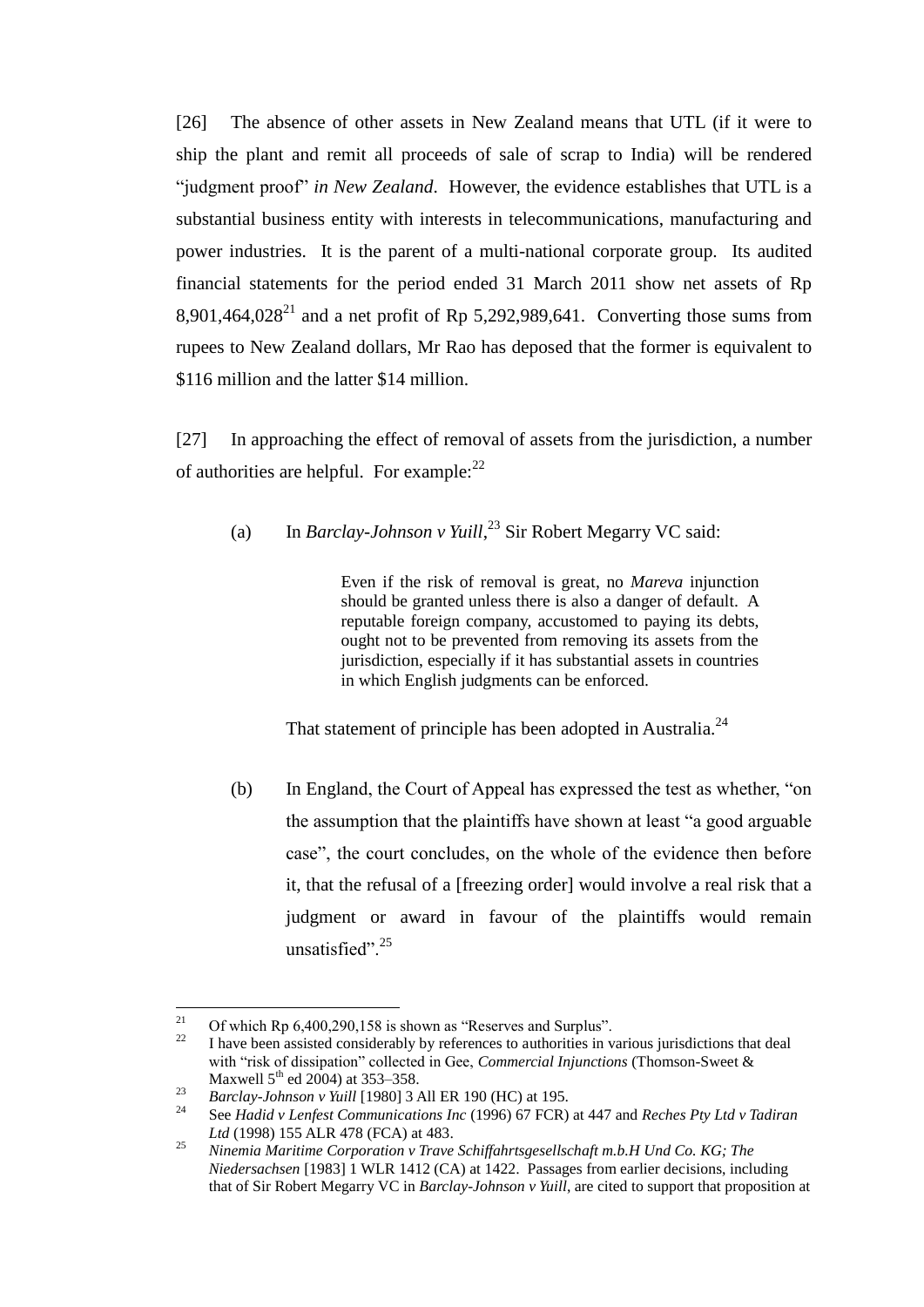[26] The absence of other assets in New Zealand means that UTL (if it were to ship the plant and remit all proceeds of sale of scrap to India) will be rendered "judgment proof" *in New Zealand*. However, the evidence establishes that UTL is a substantial business entity with interests in telecommunications, manufacturing and power industries. It is the parent of a multi-national corporate group. Its audited financial statements for the period ended 31 March 2011 show net assets of Rp 8,901,464,028[21] and a net profit of Rp 5,292,989,641. Converting those sums from rupees to New Zealand dollars, Mr Rao has deposed that the former is equivalent to $116 million and the latter $14 million.

[27] In approaching the effect of removal of assets from the jurisdiction, a number of authorities are helpful. For example:[22]

(a) In *Barclay-Johnson v Yuill*,[23] Sir Robert Megarry VC said:

> Even if the risk of removal is great, no *Mareva* injunction should be granted unless there is also a danger of default. A reputable foreign company, accustomed to paying its debts, ought not to be prevented from removing its assets from the jurisdiction, especially if it has substantial assets in countries in which English judgments can be enforced.

That statement of principle has been adopted in Australia.[24]

(b) In England, the Court of Appeal has expressed the test as whether, "on the assumption that the plaintiffs have shown at least "a good arguable case", the court concludes, on the whole of the evidence then before it, that the refusal of a [freezing order] would involve a real risk that a judgment or award in favour of the plaintiffs would remain unsatisfied".[25]

---

[21] Of which Rp 6,400,290,158 is shown as "Reserves and Surplus".

[22] I have been assisted considerably by references to authorities in various jurisdictions that deal with "risk of dissipation" collected in Gee, *Commercial Injunctions* (Thomson-Sweet & Maxwell 5th ed 2004) at 353–358.

[23] *Barclay-Johnson v Yuill* [1980] 3 All ER 190 (HC) at 195.

[24] See *Hadid v Lenfest Communications Inc* (1996) 67 FCR) at 447 and *Reches Pty Ltd v Tadiran Ltd* (1998) 155 ALR 478 (FCA) at 483.

[25] *Ninemia Maritime Corporation v Trave Schiffahrtsgesellschaft m.b.H Und Co. KG; The Niedersachsen* [1983] 1 WLR 1412 (CA) at 1422. Passages from earlier decisions, including that of Sir Robert Megarry VC in *Barclay-Johnson v Yuill*, are cited to support that proposition at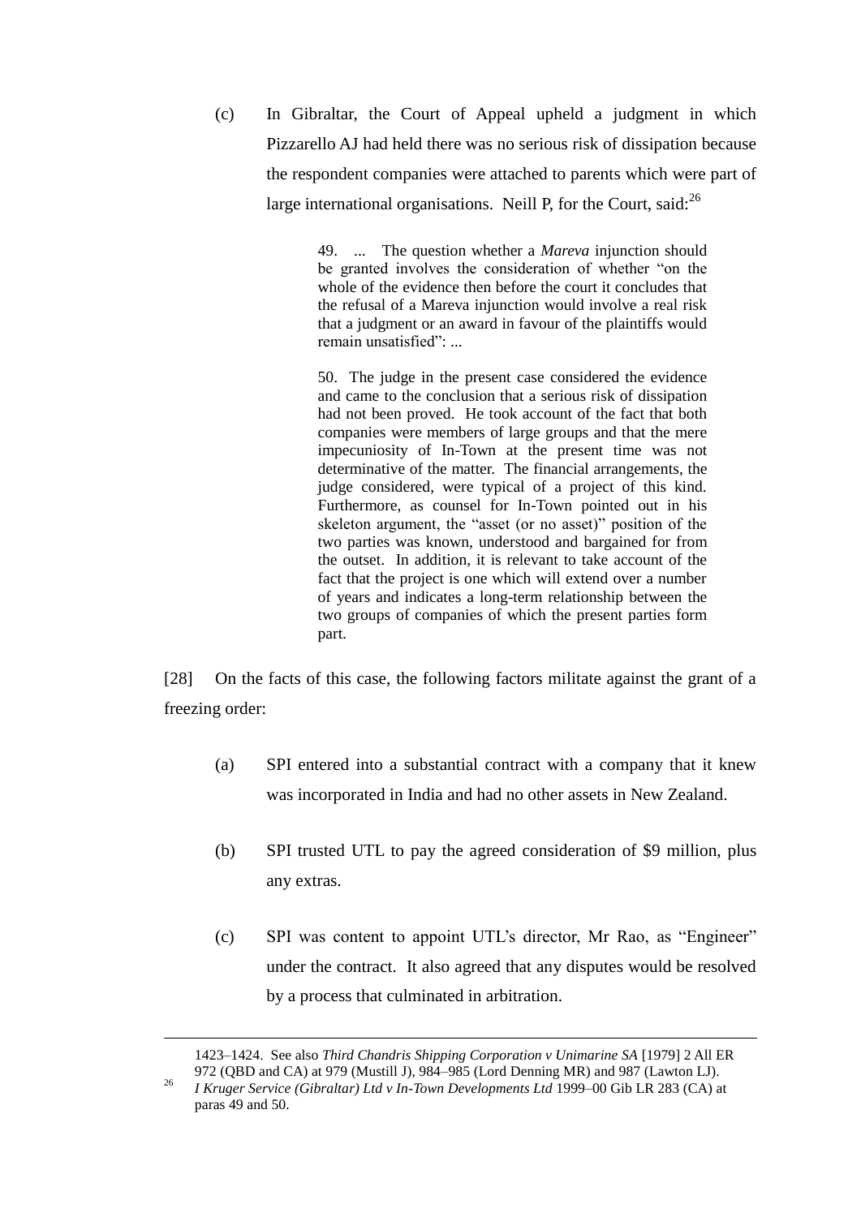(c) In Gibraltar, the Court of Appeal upheld a judgment in which Pizzarello AJ had held there was no serious risk of dissipation because the respondent companies were attached to parents which were part of large international organisations. Neill P, for the Court, said:[26]

> 49. ... The question whether a *Mareva* injunction should be granted involves the consideration of whether "on the whole of the evidence then before the court it concludes that the refusal of a Mareva injunction would involve a real risk that a judgment or an award in favour of the plaintiffs would remain unsatisfied": ...
>
> 50. The judge in the present case considered the evidence and came to the conclusion that a serious risk of dissipation had not been proved. He took account of the fact that both companies were members of large groups and that the mere impecuniosity of In-Town at the present time was not determinative of the matter. The financial arrangements, the judge considered, were typical of a project of this kind. Furthermore, as counsel for In-Town pointed out in his skeleton argument, the "asset (or no asset)" position of the two parties was known, understood and bargained for from the outset. In addition, it is relevant to take account of the fact that the project is one which will extend over a number of years and indicates a long-term relationship between the two groups of companies of which the present parties form part.

[28] On the facts of this case, the following factors militate against the grant of a freezing order:

(a) SPI entered into a substantial contract with a company that it knew was incorporated in India and had no other assets in New Zealand.

(b) SPI trusted UTL to pay the agreed consideration of $9 million, plus any extras.

(c) SPI was content to appoint UTL's director, Mr Rao, as "Engineer" under the contract. It also agreed that any disputes would be resolved by a process that culminated in arbitration.

---

1423–1424. See also *Third Chandris Shipping Corporation v Unimarine SA* [1979] 2 All ER 972 (QBD and CA) at 979 (Mustill J), 984–985 (Lord Denning MR) and 987 (Lawton LJ).

[26] *I Kruger Service (Gibraltar) Ltd v In-Town Developments Ltd* 1999–00 Gib LR 283 (CA) at paras 49 and 50.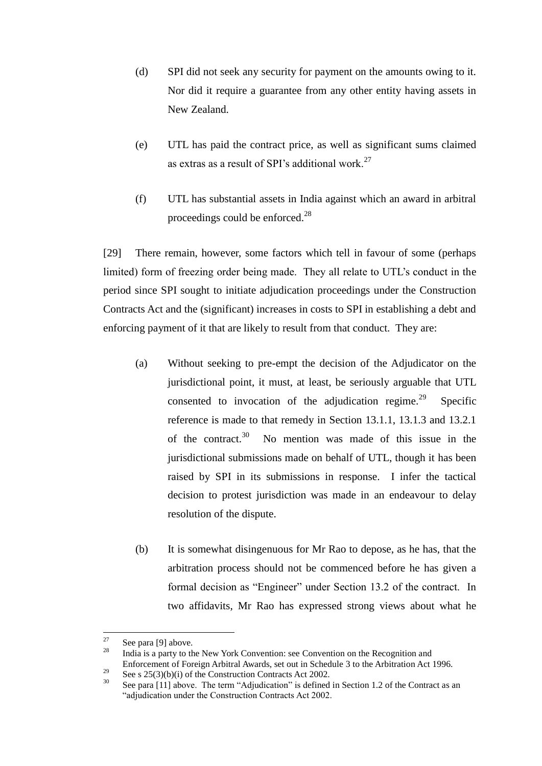(d) SPI did not seek any security for payment on the amounts owing to it. Nor did it require a guarantee from any other entity having assets in New Zealand.

(e) UTL has paid the contract price, as well as significant sums claimed as extras as a result of SPI's additional work.[27]

(f) UTL has substantial assets in India against which an award in arbitral proceedings could be enforced.[28]

[29] There remain, however, some factors which tell in favour of some (perhaps limited) form of freezing order being made. They all relate to UTL's conduct in the period since SPI sought to initiate adjudication proceedings under the Construction Contracts Act and the (significant) increases in costs to SPI in establishing a debt and enforcing payment of it that are likely to result from that conduct. They are:

(a) Without seeking to pre-empt the decision of the Adjudicator on the jurisdictional point, it must, at least, be seriously arguable that UTL consented to invocation of the adjudication regime.[29] Specific reference is made to that remedy in Section 13.1.1, 13.1.3 and 13.2.1 of the contract.[30] No mention was made of this issue in the jurisdictional submissions made on behalf of UTL, though it has been raised by SPI in its submissions in response. I infer the tactical decision to protest jurisdiction was made in an endeavour to delay resolution of the dispute.

(b) It is somewhat disingenuous for Mr Rao to depose, as he has, that the arbitration process should not be commenced before he has given a formal decision as "Engineer" under Section 13.2 of the contract. In two affidavits, Mr Rao has expressed strong views about what he

---

[27] See para [9] above.

[28] India is a party to the New York Convention: see Convention on the Recognition and Enforcement of Foreign Arbitral Awards, set out in Schedule 3 to the Arbitration Act 1996.

[29] See s 25(3)(b)(i) of the Construction Contracts Act 2002.

[30] See para [11] above. The term "Adjudication" is defined in Section 1.2 of the Contract as an "adjudication under the Construction Contracts Act 2002.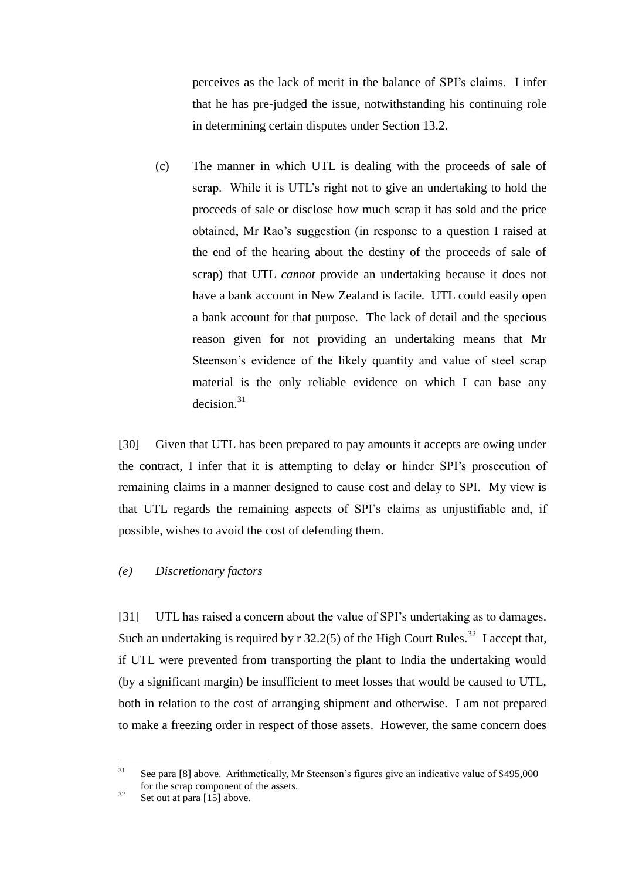perceives as the lack of merit in the balance of SPI's claims. I infer that he has pre-judged the issue, notwithstanding his continuing role in determining certain disputes under Section 13.2.

(c) The manner in which UTL is dealing with the proceeds of sale of scrap. While it is UTL's right not to give an undertaking to hold the proceeds of sale or disclose how much scrap it has sold and the price obtained, Mr Rao's suggestion (in response to a question I raised at the end of the hearing about the destiny of the proceeds of sale of scrap) that UTL *cannot* provide an undertaking because it does not have a bank account in New Zealand is facile. UTL could easily open a bank account for that purpose. The lack of detail and the specious reason given for not providing an undertaking means that Mr Steenson's evidence of the likely quantity and value of steel scrap material is the only reliable evidence on which I can base any decision.[31]

[30] Given that UTL has been prepared to pay amounts it accepts are owing under the contract, I infer that it is attempting to delay or hinder SPI's prosecution of remaining claims in a manner designed to cause cost and delay to SPI. My view is that UTL regards the remaining aspects of SPI's claims as unjustifiable and, if possible, wishes to avoid the cost of defending them.

*(e) Discretionary factors*

[31] UTL has raised a concern about the value of SPI's undertaking as to damages. Such an undertaking is required by r 32.2(5) of the High Court Rules.[32] I accept that, if UTL were prevented from transporting the plant to India the undertaking would (by a significant margin) be insufficient to meet losses that would be caused to UTL, both in relation to the cost of arranging shipment and otherwise. I am not prepared to make a freezing order in respect of those assets. However, the same concern does

---

[31] See para [8] above. Arithmetically, Mr Steenson's figures give an indicative value of $495,000 for the scrap component of the assets.

[32] Set out at para [15] above.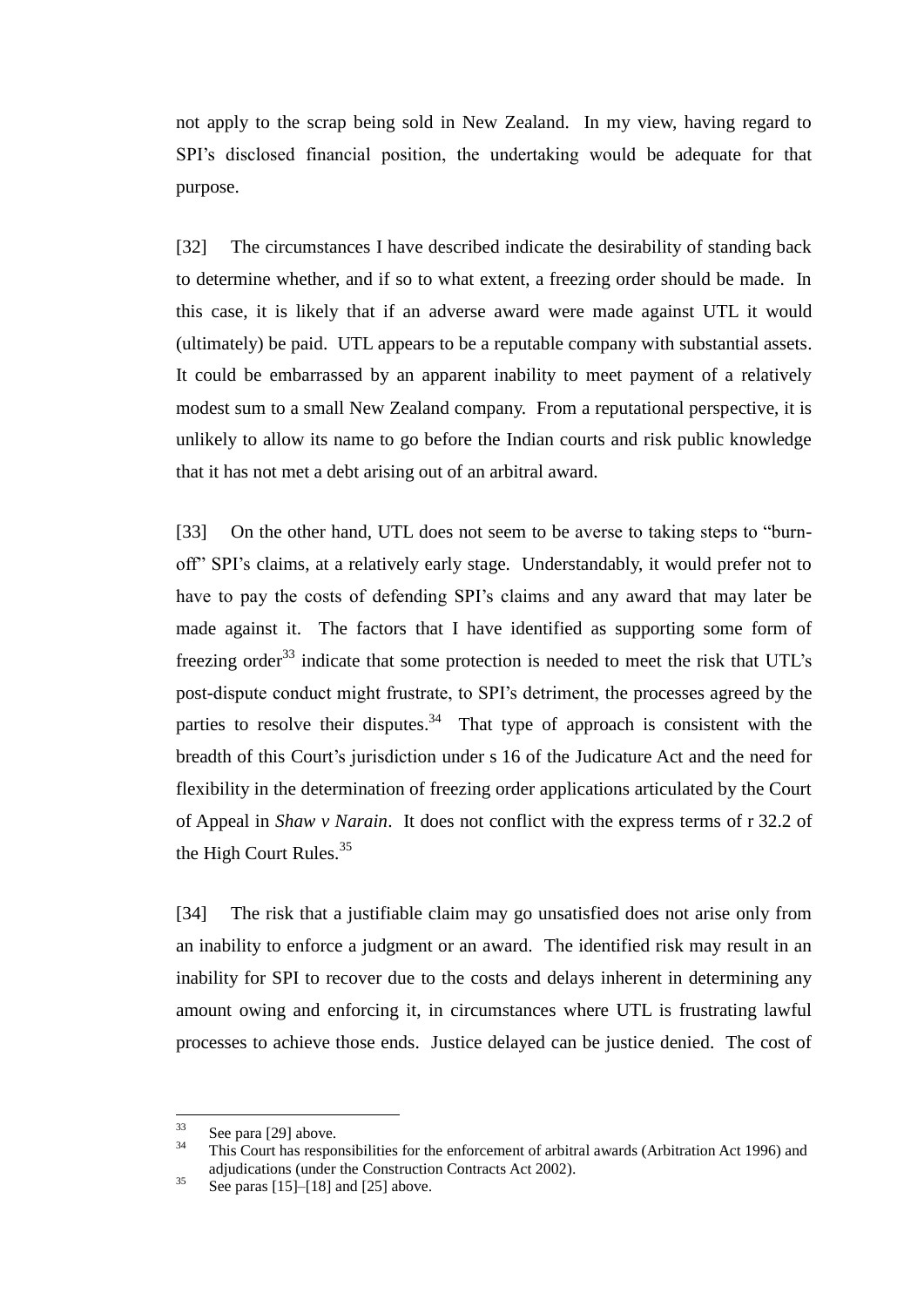not apply to the scrap being sold in New Zealand. In my view, having regard to SPI's disclosed financial position, the undertaking would be adequate for that purpose.

[32] The circumstances I have described indicate the desirability of standing back to determine whether, and if so to what extent, a freezing order should be made. In this case, it is likely that if an adverse award were made against UTL it would (ultimately) be paid. UTL appears to be a reputable company with substantial assets. It could be embarrassed by an apparent inability to meet payment of a relatively modest sum to a small New Zealand company. From a reputational perspective, it is unlikely to allow its name to go before the Indian courts and risk public knowledge that it has not met a debt arising out of an arbitral award.

[33] On the other hand, UTL does not seem to be averse to taking steps to "burn-off" SPI's claims, at a relatively early stage. Understandably, it would prefer not to have to pay the costs of defending SPI's claims and any award that may later be made against it. The factors that I have identified as supporting some form of freezing order[33] indicate that some protection is needed to meet the risk that UTL's post-dispute conduct might frustrate, to SPI's detriment, the processes agreed by the parties to resolve their disputes.[34] That type of approach is consistent with the breadth of this Court's jurisdiction under s 16 of the Judicature Act and the need for flexibility in the determination of freezing order applications articulated by the Court of Appeal in *Shaw v Narain*. It does not conflict with the express terms of r 32.2 of the High Court Rules.[35]

[34] The risk that a justifiable claim may go unsatisfied does not arise only from an inability to enforce a judgment or an award. The identified risk may result in an inability for SPI to recover due to the costs and delays inherent in determining any amount owing and enforcing it, in circumstances where UTL is frustrating lawful processes to achieve those ends. Justice delayed can be justice denied. The cost of

---

[33] See para [29] above.

[34] This Court has responsibilities for the enforcement of arbitral awards (Arbitration Act 1996) and adjudications (under the Construction Contracts Act 2002).

[35] See paras [15]–[18] and [25] above.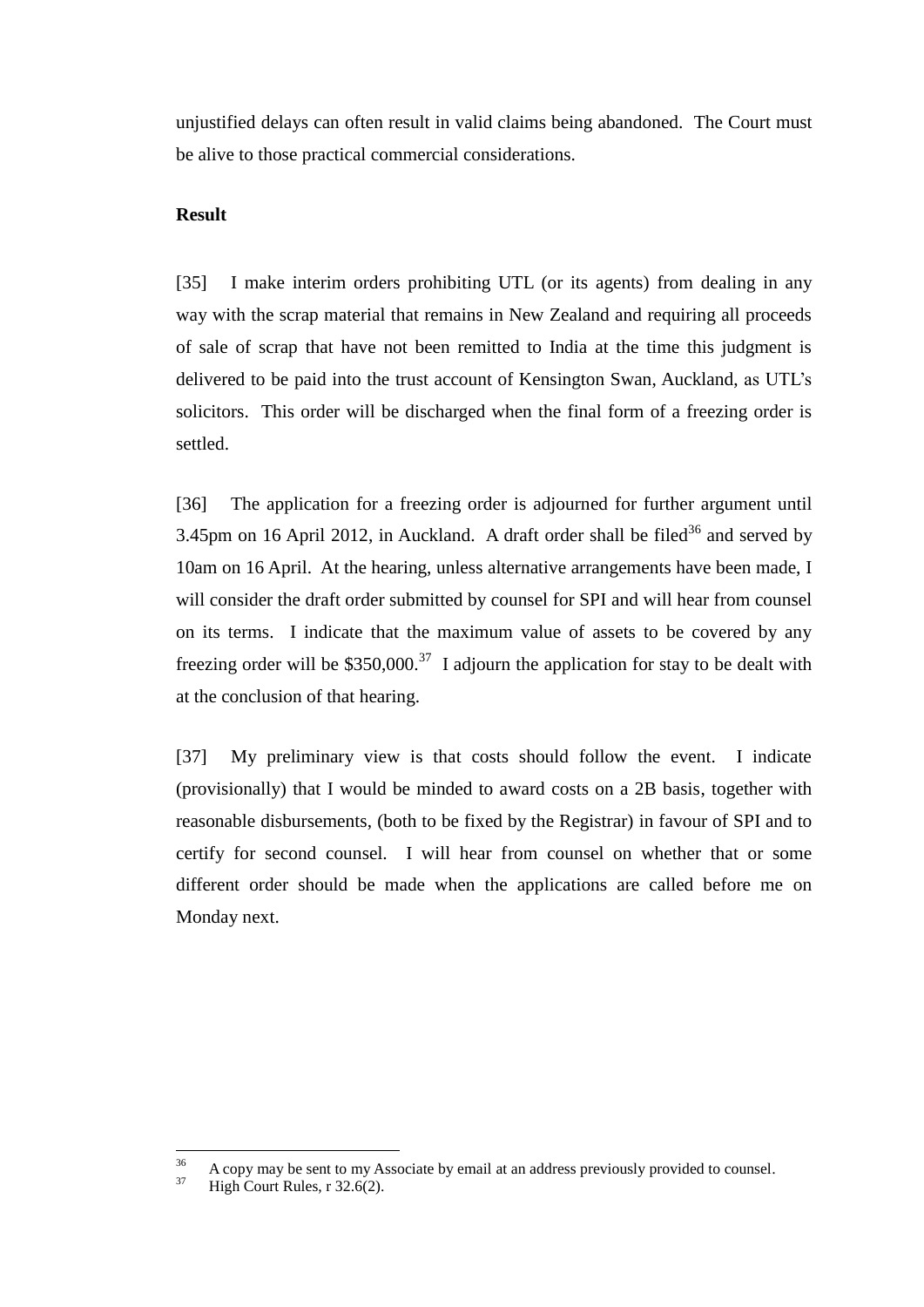unjustified delays can often result in valid claims being abandoned. The Court must be alive to those practical commercial considerations.

**Result**

[35] I make interim orders prohibiting UTL (or its agents) from dealing in any way with the scrap material that remains in New Zealand and requiring all proceeds of sale of scrap that have not been remitted to India at the time this judgment is delivered to be paid into the trust account of Kensington Swan, Auckland, as UTL's solicitors. This order will be discharged when the final form of a freezing order is settled.

[36] The application for a freezing order is adjourned for further argument until 3.45pm on 16 April 2012, in Auckland. A draft order shall be filed[36] and served by 10am on 16 April. At the hearing, unless alternative arrangements have been made, I will consider the draft order submitted by counsel for SPI and will hear from counsel on its terms. I indicate that the maximum value of assets to be covered by any freezing order will be $350,000.[37] I adjourn the application for stay to be dealt with at the conclusion of that hearing.

[37] My preliminary view is that costs should follow the event. I indicate (provisionally) that I would be minded to award costs on a 2B basis, together with reasonable disbursements, (both to be fixed by the Registrar) in favour of SPI and to certify for second counsel. I will hear from counsel on whether that or some different order should be made when the applications are called before me on Monday next.

---

[36] A copy may be sent to my Associate by email at an address previously provided to counsel.

[37] High Court Rules, r 32.6(2).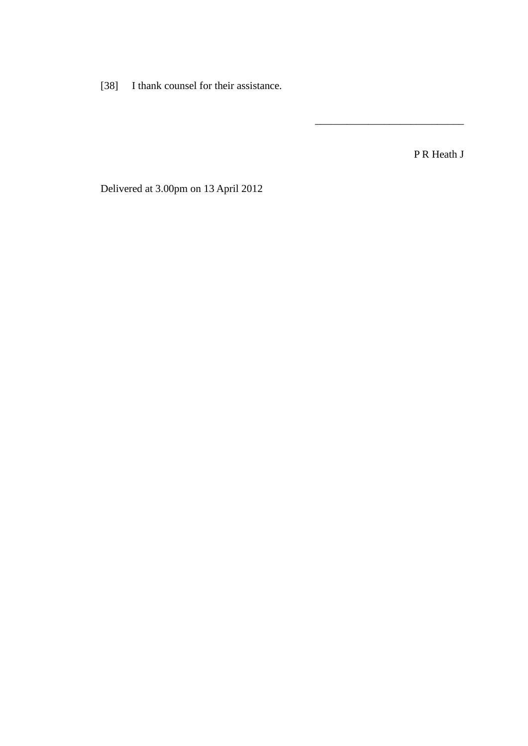[38] I thank counsel for their assistance.

\_\_\_\_\_\_\_\_\_\_\_\_\_\_\_\_\_\_\_\_\_\_\_\_\_\_\_\_\_\_

P R Heath J

Delivered at 3.00pm on 13 April 2012